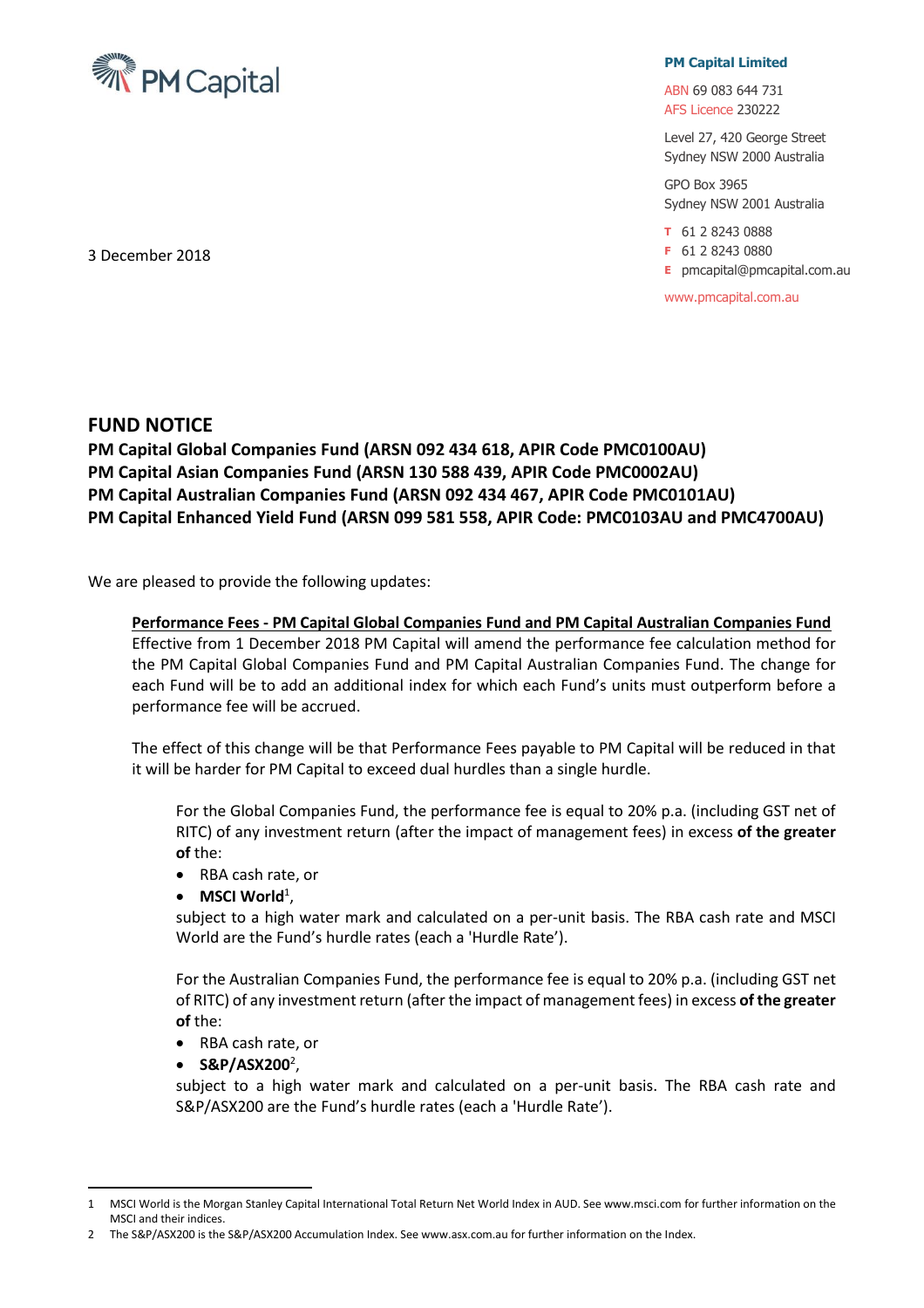PM Capital

**PM Capital Limited**

ABN 69 083 644 731
AFS Licence 230222

Level 27, 420 George Street
Sydney NSW 2000 Australia

GPO Box 3965
Sydney NSW 2001 Australia

T 61 2 8243 0888
F 61 2 8243 0880
E pmcapital@pmcapital.com.au

www.pmcapital.com.au

3 December 2018

## FUND NOTICE

**PM Capital Global Companies Fund (ARSN 092 434 618, APIR Code PMC0100AU)**
**PM Capital Asian Companies Fund (ARSN 130 588 439, APIR Code PMC0002AU)**
**PM Capital Australian Companies Fund (ARSN 092 434 467, APIR Code PMC0101AU)**
**PM Capital Enhanced Yield Fund (ARSN 099 581 558, APIR Code: PMC0103AU and PMC4700AU)**

We are pleased to provide the following updates:

**Performance Fees - PM Capital Global Companies Fund and PM Capital Australian Companies Fund**

Effective from 1 December 2018 PM Capital will amend the performance fee calculation method for the PM Capital Global Companies Fund and PM Capital Australian Companies Fund. The change for each Fund will be to add an additional index for which each Fund's units must outperform before a performance fee will be accrued.

The effect of this change will be that Performance Fees payable to PM Capital will be reduced in that it will be harder for PM Capital to exceed dual hurdles than a single hurdle.

For the Global Companies Fund, the performance fee is equal to 20% p.a. (including GST net of RITC) of any investment return (after the impact of management fees) in excess **of the greater of** the:

- RBA cash rate, or
- **MSCI World**[1],

subject to a high water mark and calculated on a per-unit basis. The RBA cash rate and MSCI World are the Fund's hurdle rates (each a 'Hurdle Rate').

For the Australian Companies Fund, the performance fee is equal to 20% p.a. (including GST net of RITC) of any investment return (after the impact of management fees) in excess **of the greater of** the:

- RBA cash rate, or
- **S&P/ASX200**[2],

subject to a high water mark and calculated on a per-unit basis. The RBA cash rate and S&P/ASX200 are the Fund's hurdle rates (each a 'Hurdle Rate').

---

1 MSCI World is the Morgan Stanley Capital International Total Return Net World Index in AUD. See www.msci.com for further information on the MSCI and their indices.

2 The S&P/ASX200 is the S&P/ASX200 Accumulation Index. See www.asx.com.au for further information on the Index.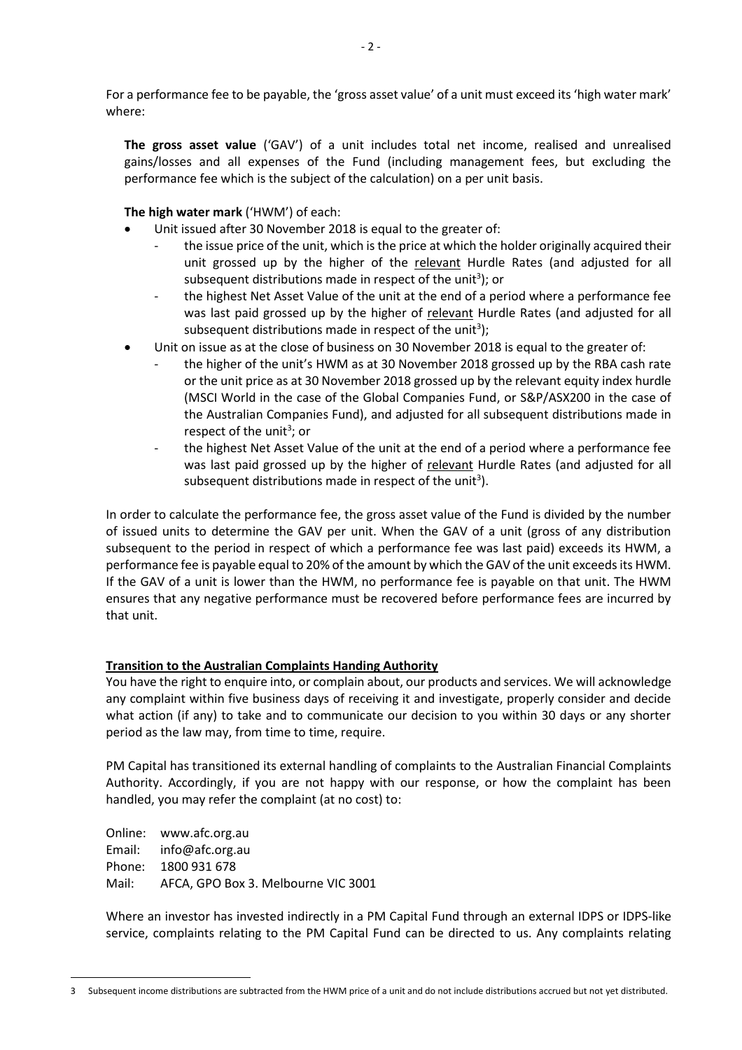For a performance fee to be payable, the 'gross asset value' of a unit must exceed its 'high water mark' where:

**The gross asset value** ('GAV') of a unit includes total net income, realised and unrealised gains/losses and all expenses of the Fund (including management fees, but excluding the performance fee which is the subject of the calculation) on a per unit basis.

**The high water mark** ('HWM') of each:

- Unit issued after 30 November 2018 is equal to the greater of:
  - the issue price of the unit, which is the price at which the holder originally acquired their unit grossed up by the higher of the <u>relevant</u> Hurdle Rates (and adjusted for all subsequent distributions made in respect of the unit[3]); or
  - the highest Net Asset Value of the unit at the end of a period where a performance fee was last paid grossed up by the higher of <u>relevant</u> Hurdle Rates (and adjusted for all subsequent distributions made in respect of the unit[3]);
- Unit on issue as at the close of business on 30 November 2018 is equal to the greater of:
  - the higher of the unit's HWM as at 30 November 2018 grossed up by the RBA cash rate or the unit price as at 30 November 2018 grossed up by the relevant equity index hurdle (MSCI World in the case of the Global Companies Fund, or S&P/ASX200 in the case of the Australian Companies Fund), and adjusted for all subsequent distributions made in respect of the unit[3]; or
  - the highest Net Asset Value of the unit at the end of a period where a performance fee was last paid grossed up by the higher of <u>relevant</u> Hurdle Rates (and adjusted for all subsequent distributions made in respect of the unit[3]).

In order to calculate the performance fee, the gross asset value of the Fund is divided by the number of issued units to determine the GAV per unit. When the GAV of a unit (gross of any distribution subsequent to the period in respect of which a performance fee was last paid) exceeds its HWM, a performance fee is payable equal to 20% of the amount by which the GAV of the unit exceeds its HWM. If the GAV of a unit is lower than the HWM, no performance fee is payable on that unit. The HWM ensures that any negative performance must be recovered before performance fees are incurred by that unit.

## <u>Transition to the Australian Complaints Handing Authority</u>

You have the right to enquire into, or complain about, our products and services. We will acknowledge any complaint within five business days of receiving it and investigate, properly consider and decide what action (if any) to take and to communicate our decision to you within 30 days or any shorter period as the law may, from time to time, require.

PM Capital has transitioned its external handling of complaints to the Australian Financial Complaints Authority. Accordingly, if you are not happy with our response, or how the complaint has been handled, you may refer the complaint (at no cost) to:

Online: www.afc.org.au
Email: info@afc.org.au
Phone: 1800 931 678
Mail: AFCA, GPO Box 3. Melbourne VIC 3001

Where an investor has invested indirectly in a PM Capital Fund through an external IDPS or IDPS-like service, complaints relating to the PM Capital Fund can be directed to us. Any complaints relating

---

3 Subsequent income distributions are subtracted from the HWM price of a unit and do not include distributions accrued but not yet distributed.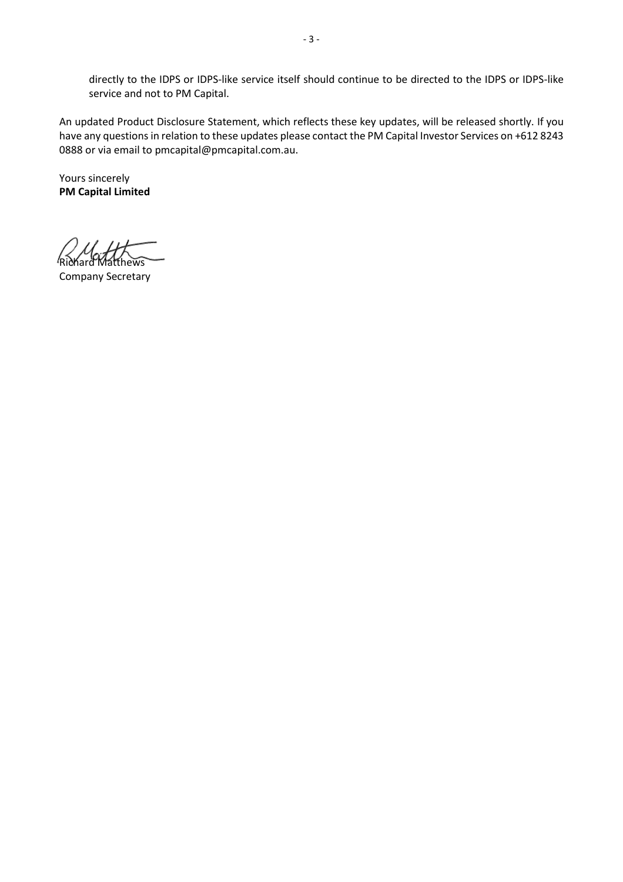directly to the IDPS or IDPS-like service itself should continue to be directed to the IDPS or IDPS-like service and not to PM Capital.

An updated Product Disclosure Statement, which reflects these key updates, will be released shortly. If you have any questions in relation to these updates please contact the PM Capital Investor Services on +612 8243 0888 or via email to pmcapital@pmcapital.com.au.

Yours sincerely
**PM Capital Limited**

Richard Matthews
Company Secretary